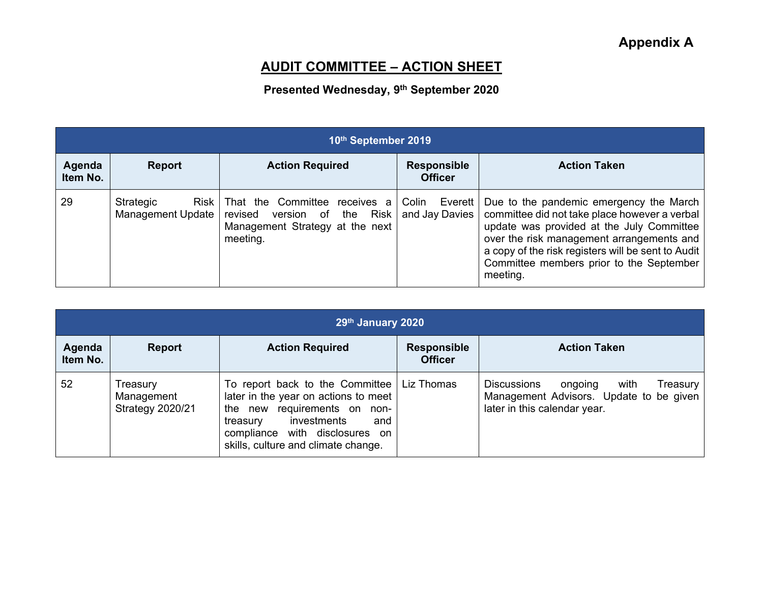**Appendix A**

# AUDIT COMMITTEE – ACTION SHEET

**Presented Wednesday, 9th September 2020**

| 10th September 2019 | | | | |
|---|---|---|---|---|
| **Agenda Item No.** | **Report** | **Action Required** | **Responsible Officer** | **Action Taken** |
| 29 | Strategic Risk Management Update | That the Committee receives a revised version of the Risk Management Strategy at the next meeting. | Colin Everett and Jay Davies | Due to the pandemic emergency the March committee did not take place however a verbal update was provided at the July Committee over the risk management arrangements and a copy of the risk registers will be sent to Audit Committee members prior to the September meeting. |

| 29th January 2020 | | | | |
|---|---|---|---|---|
| **Agenda Item No.** | **Report** | **Action Required** | **Responsible Officer** | **Action Taken** |
| 52 | Treasury Management Strategy 2020/21 | To report back to the Committee later in the year on actions to meet the new requirements on non-treasury investments and compliance with disclosures on skills, culture and climate change. | Liz Thomas | Discussions ongoing with Treasury Management Advisors. Update to be given later in this calendar year. |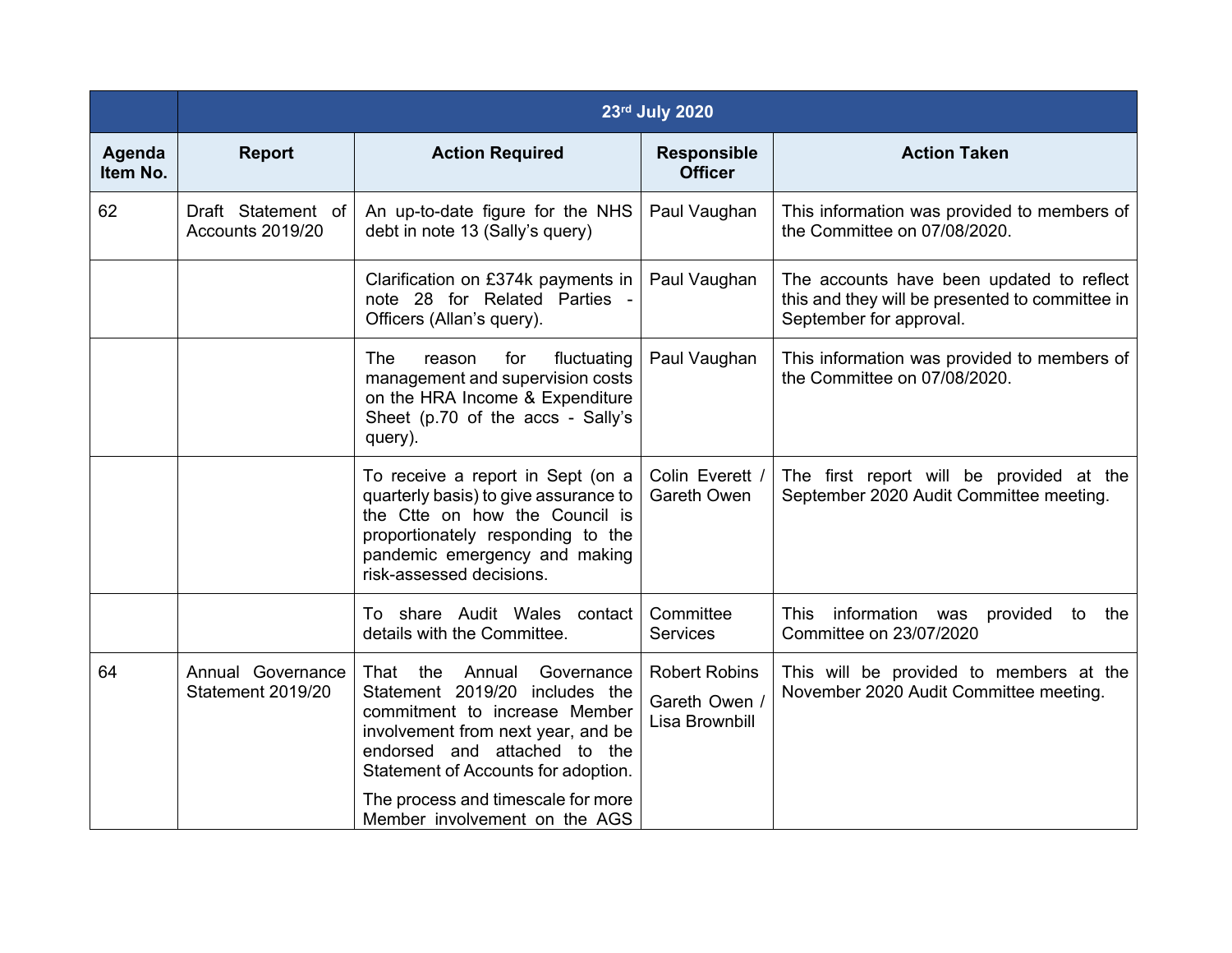| | 23rd July 2020 | | | |
|---|---|---|---|---|
| **Agenda Item No.** | **Report** | **Action Required** | **Responsible Officer** | **Action Taken** |
| 62 | Draft Statement of Accounts 2019/20 | An up-to-date figure for the NHS debt in note 13 (Sally's query) | Paul Vaughan | This information was provided to members of the Committee on 07/08/2020. |
| | | Clarification on £374k payments in note 28 for Related Parties - Officers (Allan's query). | Paul Vaughan | The accounts have been updated to reflect this and they will be presented to committee in September for approval. |
| | | The reason for fluctuating management and supervision costs on the HRA Income & Expenditure Sheet (p.70 of the accs - Sally's query). | Paul Vaughan | This information was provided to members of the Committee on 07/08/2020. |
| | | To receive a report in Sept (on a quarterly basis) to give assurance to the Ctte on how the Council is proportionately responding to the pandemic emergency and making risk-assessed decisions. | Colin Everett / Gareth Owen | The first report will be provided at the September 2020 Audit Committee meeting. |
| | | To share Audit Wales contact details with the Committee. | Committee Services | This information was provided to the Committee on 23/07/2020 |
| 64 | Annual Governance Statement 2019/20 | That the Annual Governance Statement 2019/20 includes the commitment to increase Member involvement from next year, and be endorsed and attached to the Statement of Accounts for adoption.<br><br>The process and timescale for more Member involvement on the AGS | Robert Robins<br><br>Gareth Owen / Lisa Brownbill | This will be provided to members at the November 2020 Audit Committee meeting. |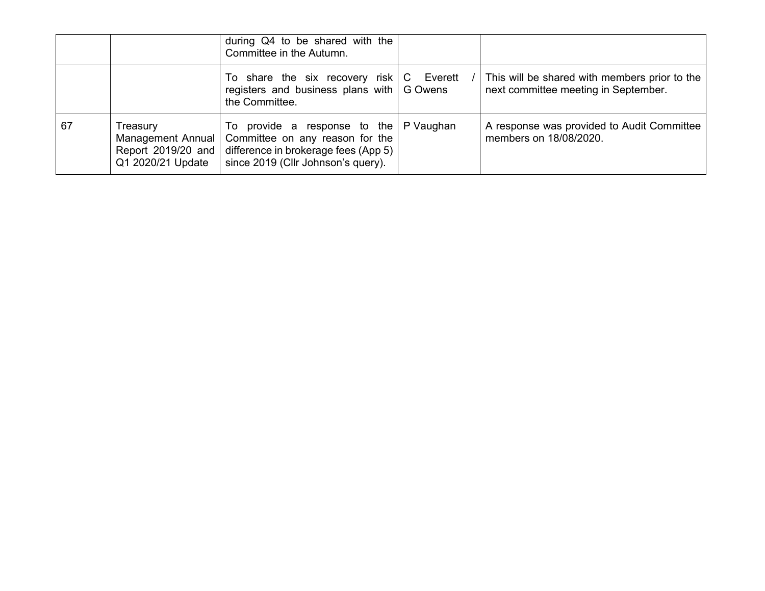| | | | | |
|---|---|---|---|---|
| | | during Q4 to be shared with the Committee in the Autumn. | | |
| | | To share the six recovery risk registers and business plans with the Committee. | C Everett / G Owens | This will be shared with members prior to the next committee meeting in September. |
| 67 | Treasury Management Annual Report 2019/20 and Q1 2020/21 Update | To provide a response to the Committee on any reason for the difference in brokerage fees (App 5) since 2019 (Cllr Johnson's query). | P Vaughan | A response was provided to Audit Committee members on 18/08/2020. |